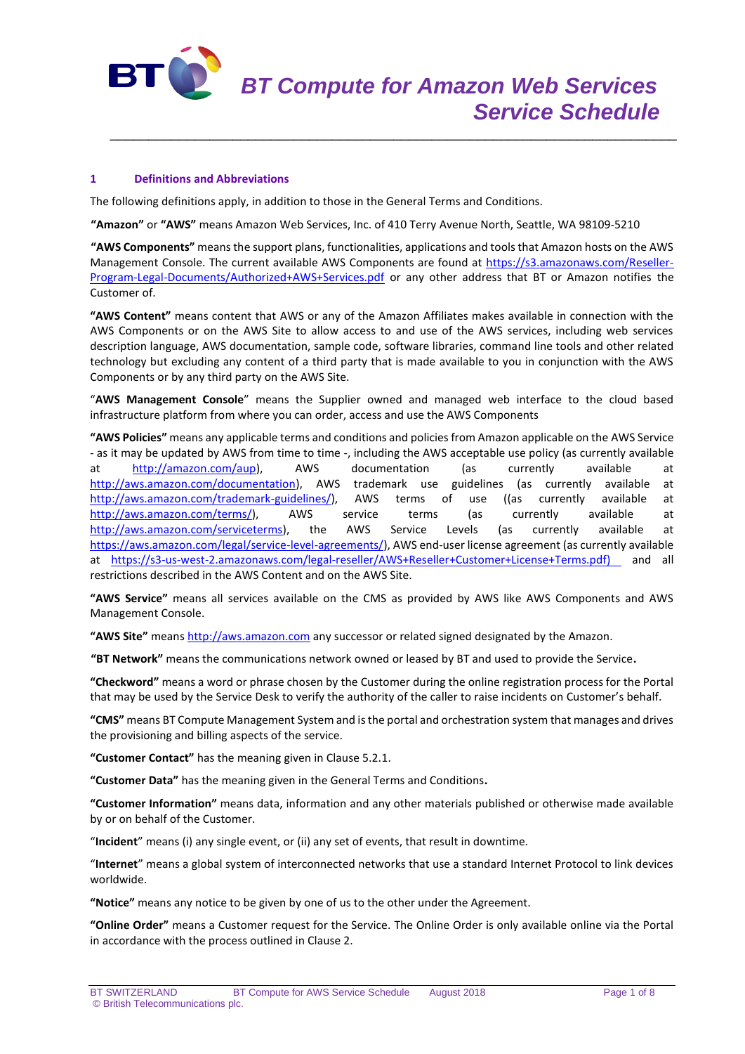# BT Compute for Amazon Web Services Service Schedule

## 1 Definitions and Abbreviations

The following definitions apply, in addition to those in the General Terms and Conditions.

**"Amazon"** or **"AWS"** means Amazon Web Services, Inc. of 410 Terry Avenue North, Seattle, WA 98109-5210

**"AWS Components"** means the support plans, functionalities, applications and tools that Amazon hosts on the AWS Management Console. The current available AWS Components are found at https://s3.amazonaws.com/Reseller-Program-Legal-Documents/Authorized+AWS+Services.pdf or any other address that BT or Amazon notifies the Customer of.

**"AWS Content"** means content that AWS or any of the Amazon Affiliates makes available in connection with the AWS Components or on the AWS Site to allow access to and use of the AWS services, including web services description language, AWS documentation, sample code, software libraries, command line tools and other related technology but excluding any content of a third party that is made available to you in conjunction with the AWS Components or by any third party on the AWS Site.

"**AWS Management Console**" means the Supplier owned and managed web interface to the cloud based infrastructure platform from where you can order, access and use the AWS Components

**"AWS Policies"** means any applicable terms and conditions and policies from Amazon applicable on the AWS Service - as it may be updated by AWS from time to time -, including the AWS acceptable use policy (as currently available at http://amazon.com/aup), AWS documentation (as currently available at http://aws.amazon.com/documentation), AWS trademark use guidelines (as currently available at http://aws.amazon.com/trademark-guidelines/), AWS terms of use ((as currently available at http://aws.amazon.com/terms/), AWS service terms (as currently available at http://aws.amazon.com/serviceterms), the AWS Service Levels (as currently available at https://aws.amazon.com/legal/service-level-agreements/), AWS end-user license agreement (as currently available at https://s3-us-west-2.amazonaws.com/legal-reseller/AWS+Reseller+Customer+License+Terms.pdf) and all restrictions described in the AWS Content and on the AWS Site.

**"AWS Service"** means all services available on the CMS as provided by AWS like AWS Components and AWS Management Console.

**"AWS Site"** means http://aws.amazon.com any successor or related signed designated by the Amazon.

**"BT Network"** means the communications network owned or leased by BT and used to provide the Service.

**"Checkword"** means a word or phrase chosen by the Customer during the online registration process for the Portal that may be used by the Service Desk to verify the authority of the caller to raise incidents on Customer's behalf.

**"CMS"** means BT Compute Management System and is the portal and orchestration system that manages and drives the provisioning and billing aspects of the service.

**"Customer Contact"** has the meaning given in Clause 5.2.1.

**"Customer Data"** has the meaning given in the General Terms and Conditions.

**"Customer Information"** means data, information and any other materials published or otherwise made available by or on behalf of the Customer.

"**Incident**" means (i) any single event, or (ii) any set of events, that result in downtime.

"**Internet**" means a global system of interconnected networks that use a standard Internet Protocol to link devices worldwide.

**"Notice"** means any notice to be given by one of us to the other under the Agreement.

**"Online Order"** means a Customer request for the Service. The Online Order is only available online via the Portal in accordance with the process outlined in Clause 2.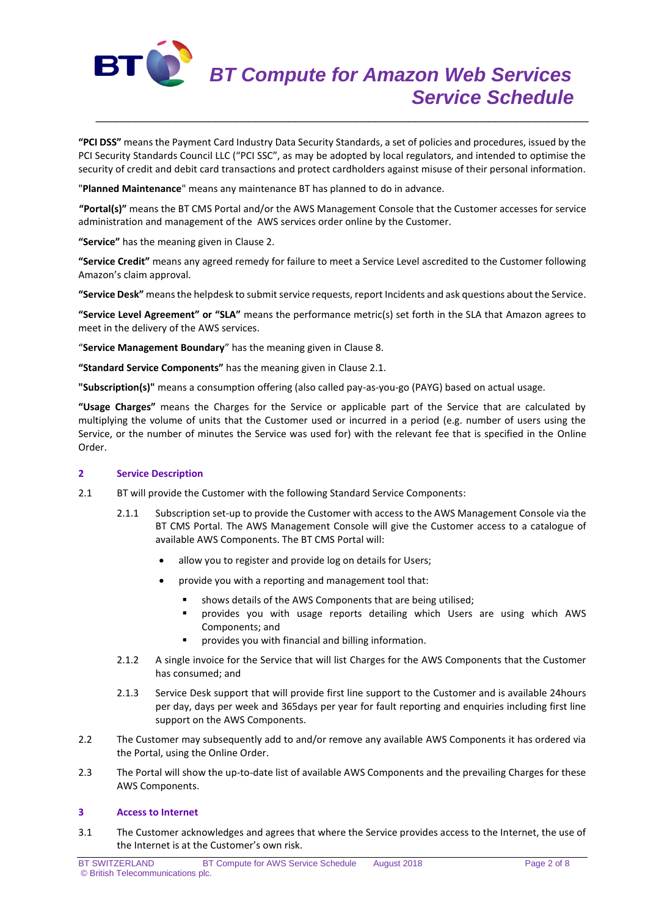**"PCI DSS"** means the Payment Card Industry Data Security Standards, a set of policies and procedures, issued by the PCI Security Standards Council LLC ("PCI SSC", as may be adopted by local regulators, and intended to optimise the security of credit and debit card transactions and protect cardholders against misuse of their personal information.

"**Planned Maintenance**" means any maintenance BT has planned to do in advance.

**"Portal(s)"** means the BT CMS Portal and/or the AWS Management Console that the Customer accesses for service administration and management of the AWS services order online by the Customer.

**"Service"** has the meaning given in Clause 2.

**"Service Credit"** means any agreed remedy for failure to meet a Service Level ascredited to the Customer following Amazon's claim approval.

**"Service Desk"** means the helpdesk to submit service requests, report Incidents and ask questions about the Service.

**"Service Level Agreement" or "SLA"** means the performance metric(s) set forth in the SLA that Amazon agrees to meet in the delivery of the AWS services.

"**Service Management Boundary**" has the meaning given in Clause 8.

**"Standard Service Components"** has the meaning given in Clause 2.1.

**"Subscription(s)"** means a consumption offering (also called pay-as-you-go (PAYG) based on actual usage.

**"Usage Charges"** means the Charges for the Service or applicable part of the Service that are calculated by multiplying the volume of units that the Customer used or incurred in a period (e.g. number of users using the Service, or the number of minutes the Service was used for) with the relevant fee that is specified in the Online Order.

## 2 Service Description

2.1 BT will provide the Customer with the following Standard Service Components:

2.1.1 Subscription set-up to provide the Customer with access to the AWS Management Console via the BT CMS Portal. The AWS Management Console will give the Customer access to a catalogue of available AWS Components. The BT CMS Portal will:

- allow you to register and provide log on details for Users;
- provide you with a reporting and management tool that:
  - shows details of the AWS Components that are being utilised;
  - provides you with usage reports detailing which Users are using which AWS Components; and
  - provides you with financial and billing information.

2.1.2 A single invoice for the Service that will list Charges for the AWS Components that the Customer has consumed; and

2.1.3 Service Desk support that will provide first line support to the Customer and is available 24hours per day, days per week and 365days per year for fault reporting and enquiries including first line support on the AWS Components.

2.2 The Customer may subsequently add to and/or remove any available AWS Components it has ordered via the Portal, using the Online Order.

2.3 The Portal will show the up-to-date list of available AWS Components and the prevailing Charges for these AWS Components.

## 3 Access to Internet

3.1 The Customer acknowledges and agrees that where the Service provides access to the Internet, the use of the Internet is at the Customer's own risk.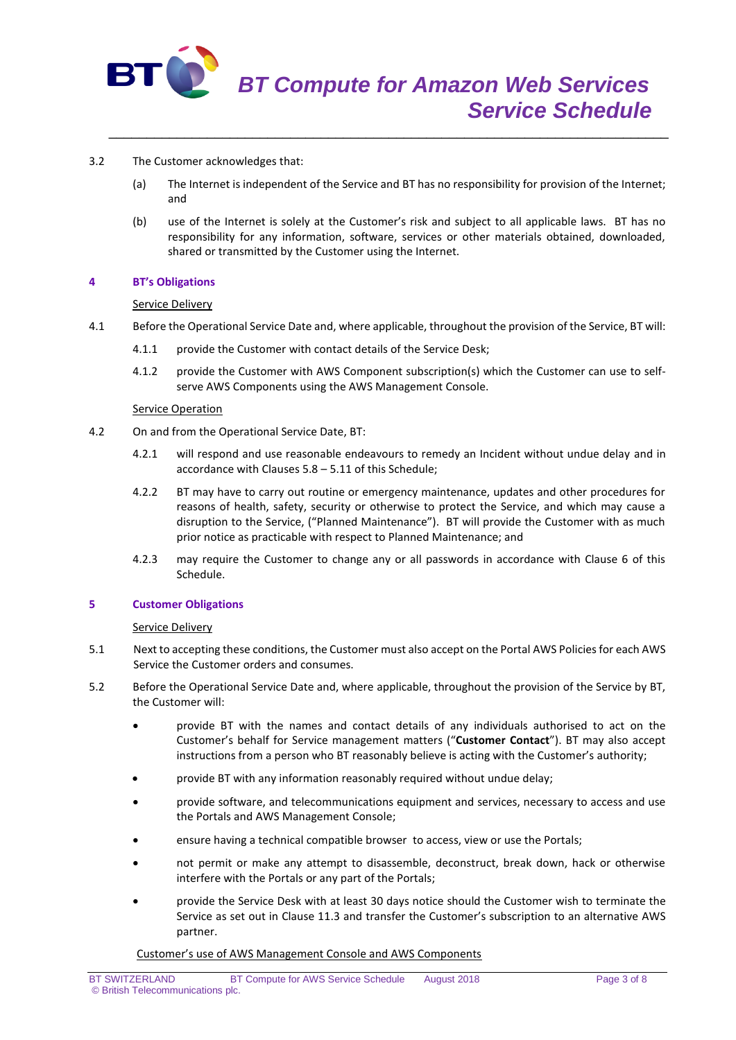3.2 The Customer acknowledges that:

(a) The Internet is independent of the Service and BT has no responsibility for provision of the Internet; and

(b) use of the Internet is solely at the Customer's risk and subject to all applicable laws. BT has no responsibility for any information, software, services or other materials obtained, downloaded, shared or transmitted by the Customer using the Internet.

## 4 BT's Obligations

Service Delivery

4.1 Before the Operational Service Date and, where applicable, throughout the provision of the Service, BT will:

4.1.1 provide the Customer with contact details of the Service Desk;

4.1.2 provide the Customer with AWS Component subscription(s) which the Customer can use to self-serve AWS Components using the AWS Management Console.

Service Operation

4.2 On and from the Operational Service Date, BT:

4.2.1 will respond and use reasonable endeavours to remedy an Incident without undue delay and in accordance with Clauses 5.8 – 5.11 of this Schedule;

4.2.2 BT may have to carry out routine or emergency maintenance, updates and other procedures for reasons of health, safety, security or otherwise to protect the Service, and which may cause a disruption to the Service, ("Planned Maintenance"). BT will provide the Customer with as much prior notice as practicable with respect to Planned Maintenance; and

4.2.3 may require the Customer to change any or all passwords in accordance with Clause 6 of this Schedule.

## 5 Customer Obligations

Service Delivery

5.1 Next to accepting these conditions, the Customer must also accept on the Portal AWS Policies for each AWS Service the Customer orders and consumes.

5.2 Before the Operational Service Date and, where applicable, throughout the provision of the Service by BT, the Customer will:

- provide BT with the names and contact details of any individuals authorised to act on the Customer's behalf for Service management matters ("**Customer Contact**"). BT may also accept instructions from a person who BT reasonably believe is acting with the Customer's authority;
- provide BT with any information reasonably required without undue delay;
- provide software, and telecommunications equipment and services, necessary to access and use the Portals and AWS Management Console;
- ensure having a technical compatible browser to access, view or use the Portals;
- not permit or make any attempt to disassemble, deconstruct, break down, hack or otherwise interfere with the Portals or any part of the Portals;
- provide the Service Desk with at least 30 days notice should the Customer wish to terminate the Service as set out in Clause 11.3 and transfer the Customer's subscription to an alternative AWS partner.

Customer's use of AWS Management Console and AWS Components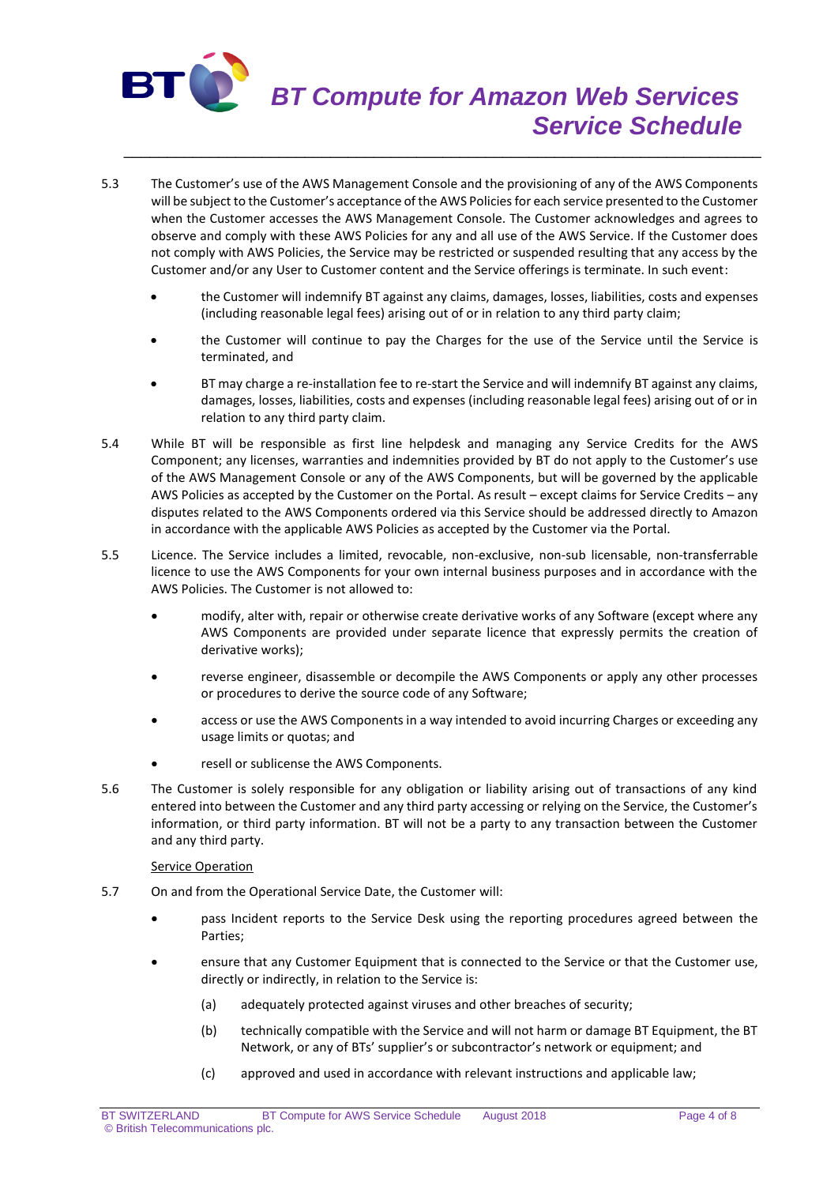5.3 The Customer's use of the AWS Management Console and the provisioning of any of the AWS Components will be subject to the Customer's acceptance of the AWS Policies for each service presented to the Customer when the Customer accesses the AWS Management Console. The Customer acknowledges and agrees to observe and comply with these AWS Policies for any and all use of the AWS Service. If the Customer does not comply with AWS Policies, the Service may be restricted or suspended resulting that any access by the Customer and/or any User to Customer content and the Service offerings is terminate. In such event:

- the Customer will indemnify BT against any claims, damages, losses, liabilities, costs and expenses (including reasonable legal fees) arising out of or in relation to any third party claim;
- the Customer will continue to pay the Charges for the use of the Service until the Service is terminated, and
- BT may charge a re-installation fee to re-start the Service and will indemnify BT against any claims, damages, losses, liabilities, costs and expenses (including reasonable legal fees) arising out of or in relation to any third party claim.

5.4 While BT will be responsible as first line helpdesk and managing any Service Credits for the AWS Component; any licenses, warranties and indemnities provided by BT do not apply to the Customer's use of the AWS Management Console or any of the AWS Components, but will be governed by the applicable AWS Policies as accepted by the Customer on the Portal. As result – except claims for Service Credits – any disputes related to the AWS Components ordered via this Service should be addressed directly to Amazon in accordance with the applicable AWS Policies as accepted by the Customer via the Portal.

5.5 Licence. The Service includes a limited, revocable, non-exclusive, non-sub licensable, non-transferrable licence to use the AWS Components for your own internal business purposes and in accordance with the AWS Policies. The Customer is not allowed to:

- modify, alter with, repair or otherwise create derivative works of any Software (except where any AWS Components are provided under separate licence that expressly permits the creation of derivative works);
- reverse engineer, disassemble or decompile the AWS Components or apply any other processes or procedures to derive the source code of any Software;
- access or use the AWS Components in a way intended to avoid incurring Charges or exceeding any usage limits or quotas; and
- resell or sublicense the AWS Components.

5.6 The Customer is solely responsible for any obligation or liability arising out of transactions of any kind entered into between the Customer and any third party accessing or relying on the Service, the Customer's information, or third party information. BT will not be a party to any transaction between the Customer and any third party.

Service Operation

5.7 On and from the Operational Service Date, the Customer will:

- pass Incident reports to the Service Desk using the reporting procedures agreed between the Parties;
- ensure that any Customer Equipment that is connected to the Service or that the Customer use, directly or indirectly, in relation to the Service is:
  - (a) adequately protected against viruses and other breaches of security;
  - (b) technically compatible with the Service and will not harm or damage BT Equipment, the BT Network, or any of BTs' supplier's or subcontractor's network or equipment; and
  - (c) approved and used in accordance with relevant instructions and applicable law;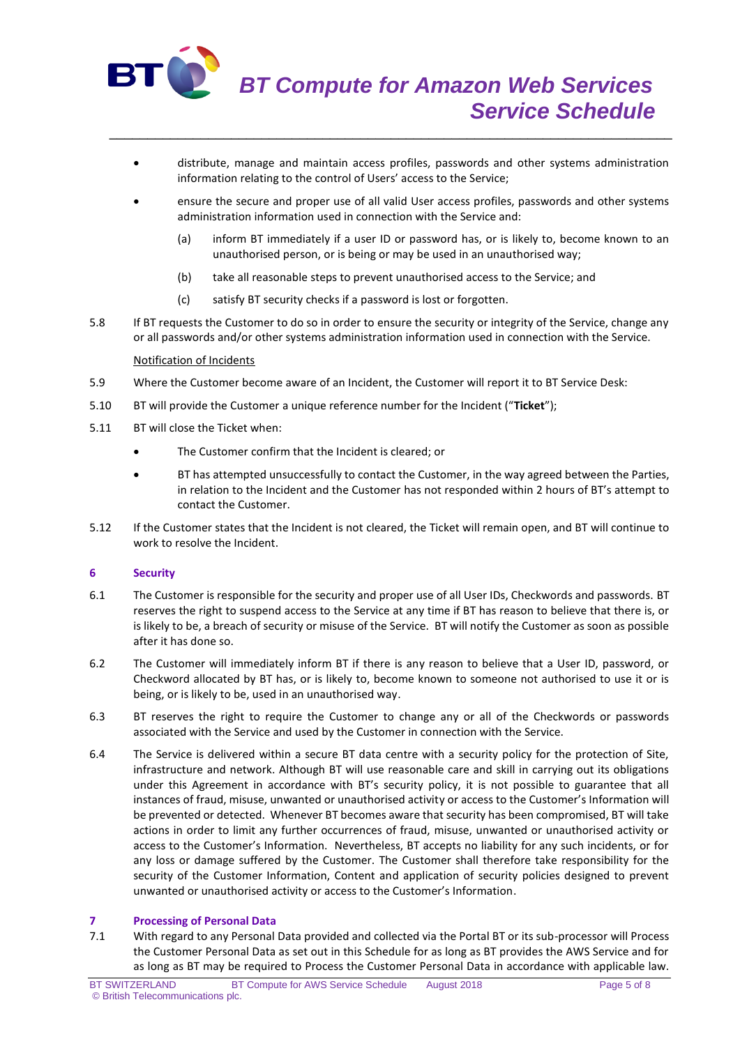- distribute, manage and maintain access profiles, passwords and other systems administration information relating to the control of Users' access to the Service;
- ensure the secure and proper use of all valid User access profiles, passwords and other systems administration information used in connection with the Service and:
  - (a) inform BT immediately if a user ID or password has, or is likely to, become known to an unauthorised person, or is being or may be used in an unauthorised way;
  - (b) take all reasonable steps to prevent unauthorised access to the Service; and
  - (c) satisfy BT security checks if a password is lost or forgotten.

5.8 If BT requests the Customer to do so in order to ensure the security or integrity of the Service, change any or all passwords and/or other systems administration information used in connection with the Service.

Notification of Incidents

5.9 Where the Customer become aware of an Incident, the Customer will report it to BT Service Desk:

5.10 BT will provide the Customer a unique reference number for the Incident ("**Ticket**");

5.11 BT will close the Ticket when:

- The Customer confirm that the Incident is cleared; or
- BT has attempted unsuccessfully to contact the Customer, in the way agreed between the Parties, in relation to the Incident and the Customer has not responded within 2 hours of BT's attempt to contact the Customer.

5.12 If the Customer states that the Incident is not cleared, the Ticket will remain open, and BT will continue to work to resolve the Incident.

## 6 Security

6.1 The Customer is responsible for the security and proper use of all User IDs, Checkwords and passwords. BT reserves the right to suspend access to the Service at any time if BT has reason to believe that there is, or is likely to be, a breach of security or misuse of the Service. BT will notify the Customer as soon as possible after it has done so.

6.2 The Customer will immediately inform BT if there is any reason to believe that a User ID, password, or Checkword allocated by BT has, or is likely to, become known to someone not authorised to use it or is being, or is likely to be, used in an unauthorised way.

6.3 BT reserves the right to require the Customer to change any or all of the Checkwords or passwords associated with the Service and used by the Customer in connection with the Service.

6.4 The Service is delivered within a secure BT data centre with a security policy for the protection of Site, infrastructure and network. Although BT will use reasonable care and skill in carrying out its obligations under this Agreement in accordance with BT's security policy, it is not possible to guarantee that all instances of fraud, misuse, unwanted or unauthorised activity or access to the Customer's Information will be prevented or detected. Whenever BT becomes aware that security has been compromised, BT will take actions in order to limit any further occurrences of fraud, misuse, unwanted or unauthorised activity or access to the Customer's Information. Nevertheless, BT accepts no liability for any such incidents, or for any loss or damage suffered by the Customer. The Customer shall therefore take responsibility for the security of the Customer Information, Content and application of security policies designed to prevent unwanted or unauthorised activity or access to the Customer's Information.

## 7 Processing of Personal Data

7.1 With regard to any Personal Data provided and collected via the Portal BT or its sub-processor will Process the Customer Personal Data as set out in this Schedule for as long as BT provides the AWS Service and for as long as BT may be required to Process the Customer Personal Data in accordance with applicable law.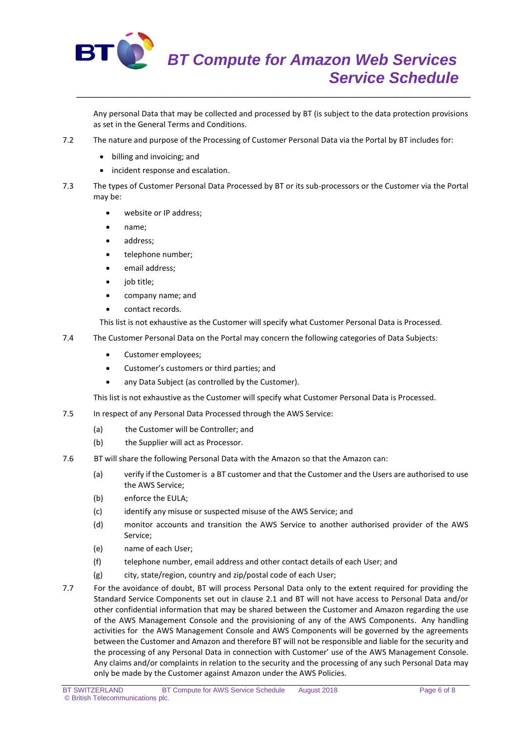Any personal Data that may be collected and processed by BT (is subject to the data protection provisions as set in the General Terms and Conditions.

7.2 The nature and purpose of the Processing of Customer Personal Data via the Portal by BT includes for:

- billing and invoicing; and
- incident response and escalation.

7.3 The types of Customer Personal Data Processed by BT or its sub-processors or the Customer via the Portal may be:

- website or IP address;
- name;
- address;
- telephone number;
- email address;
- job title;
- company name; and
- contact records.

This list is not exhaustive as the Customer will specify what Customer Personal Data is Processed.

7.4 The Customer Personal Data on the Portal may concern the following categories of Data Subjects:

- Customer employees;
- Customer's customers or third parties; and
- any Data Subject (as controlled by the Customer).

This list is not exhaustive as the Customer will specify what Customer Personal Data is Processed.

7.5 In respect of any Personal Data Processed through the AWS Service:

(a) the Customer will be Controller; and

(b) the Supplier will act as Processor.

7.6 BT will share the following Personal Data with the Amazon so that the Amazon can:

(a) verify if the Customer is a BT customer and that the Customer and the Users are authorised to use the AWS Service;

(b) enforce the EULA;

(c) identify any misuse or suspected misuse of the AWS Service; and

(d) monitor accounts and transition the AWS Service to another authorised provider of the AWS Service;

(e) name of each User;

(f) telephone number, email address and other contact details of each User; and

(g) city, state/region, country and zip/postal code of each User;

7.7 For the avoidance of doubt, BT will process Personal Data only to the extent required for providing the Standard Service Components set out in clause 2.1 and BT will not have access to Personal Data and/or other confidential information that may be shared between the Customer and Amazon regarding the use of the AWS Management Console and the provisioning of any of the AWS Components. Any handling activities for the AWS Management Console and AWS Components will be governed by the agreements between the Customer and Amazon and therefore BT will not be responsible and liable for the security and the processing of any Personal Data in connection with Customer' use of the AWS Management Console. Any claims and/or complaints in relation to the security and the processing of any such Personal Data may only be made by the Customer against Amazon under the AWS Policies.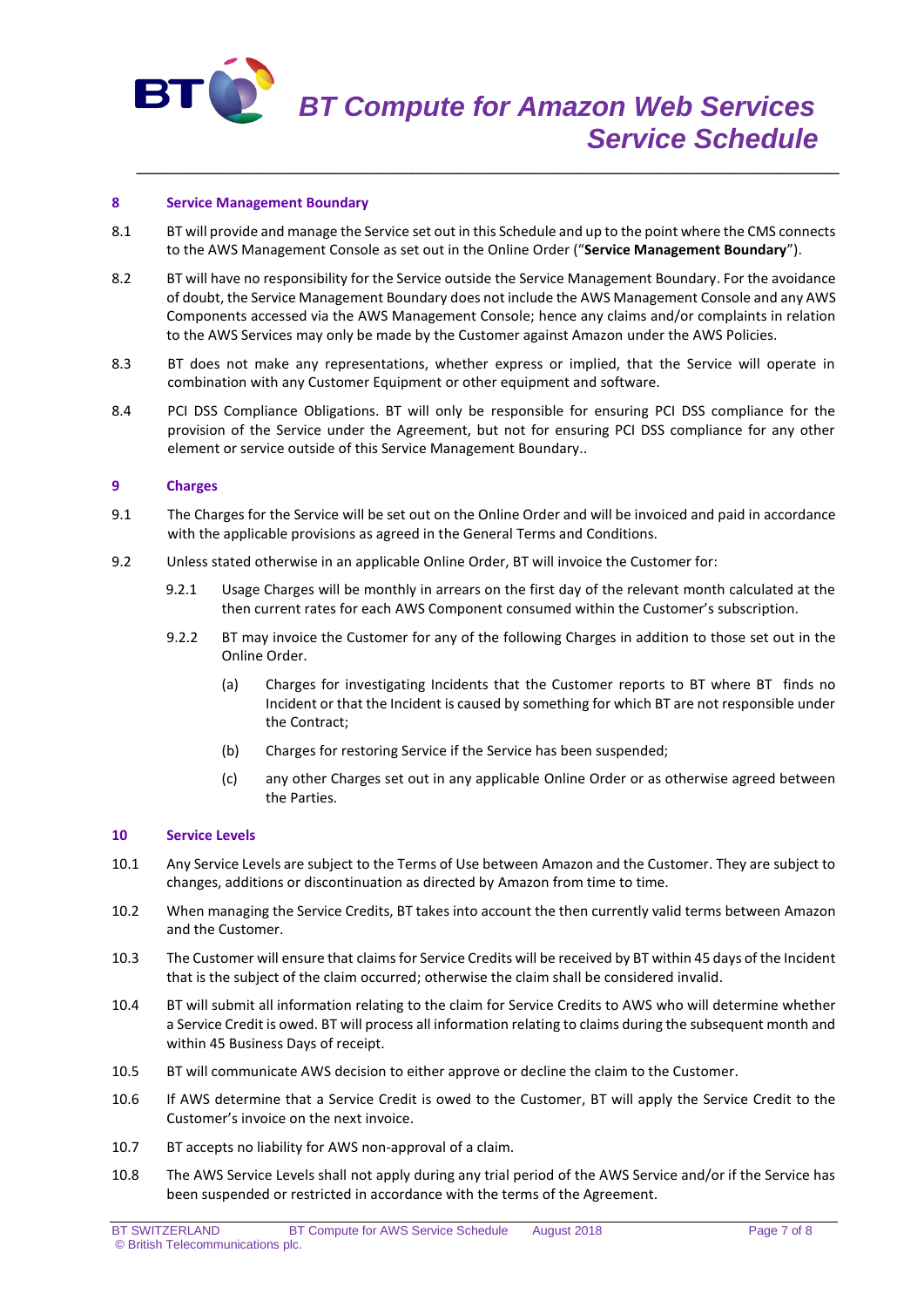## 8 Service Management Boundary

8.1 BT will provide and manage the Service set out in this Schedule and up to the point where the CMS connects to the AWS Management Console as set out in the Online Order ("**Service Management Boundary**").

8.2 BT will have no responsibility for the Service outside the Service Management Boundary. For the avoidance of doubt, the Service Management Boundary does not include the AWS Management Console and any AWS Components accessed via the AWS Management Console; hence any claims and/or complaints in relation to the AWS Services may only be made by the Customer against Amazon under the AWS Policies.

8.3 BT does not make any representations, whether express or implied, that the Service will operate in combination with any Customer Equipment or other equipment and software.

8.4 PCI DSS Compliance Obligations. BT will only be responsible for ensuring PCI DSS compliance for the provision of the Service under the Agreement, but not for ensuring PCI DSS compliance for any other element or service outside of this Service Management Boundary..

## 9 Charges

9.1 The Charges for the Service will be set out on the Online Order and will be invoiced and paid in accordance with the applicable provisions as agreed in the General Terms and Conditions.

9.2 Unless stated otherwise in an applicable Online Order, BT will invoice the Customer for:

9.2.1 Usage Charges will be monthly in arrears on the first day of the relevant month calculated at the then current rates for each AWS Component consumed within the Customer's subscription.

9.2.2 BT may invoice the Customer for any of the following Charges in addition to those set out in the Online Order.

(a) Charges for investigating Incidents that the Customer reports to BT where BT finds no Incident or that the Incident is caused by something for which BT are not responsible under the Contract;

(b) Charges for restoring Service if the Service has been suspended;

(c) any other Charges set out in any applicable Online Order or as otherwise agreed between the Parties.

## 10 Service Levels

10.1 Any Service Levels are subject to the Terms of Use between Amazon and the Customer. They are subject to changes, additions or discontinuation as directed by Amazon from time to time.

10.2 When managing the Service Credits, BT takes into account the then currently valid terms between Amazon and the Customer.

10.3 The Customer will ensure that claims for Service Credits will be received by BT within 45 days of the Incident that is the subject of the claim occurred; otherwise the claim shall be considered invalid.

10.4 BT will submit all information relating to the claim for Service Credits to AWS who will determine whether a Service Credit is owed. BT will process all information relating to claims during the subsequent month and within 45 Business Days of receipt.

10.5 BT will communicate AWS decision to either approve or decline the claim to the Customer.

10.6 If AWS determine that a Service Credit is owed to the Customer, BT will apply the Service Credit to the Customer's invoice on the next invoice.

10.7 BT accepts no liability for AWS non-approval of a claim.

10.8 The AWS Service Levels shall not apply during any trial period of the AWS Service and/or if the Service has been suspended or restricted in accordance with the terms of the Agreement.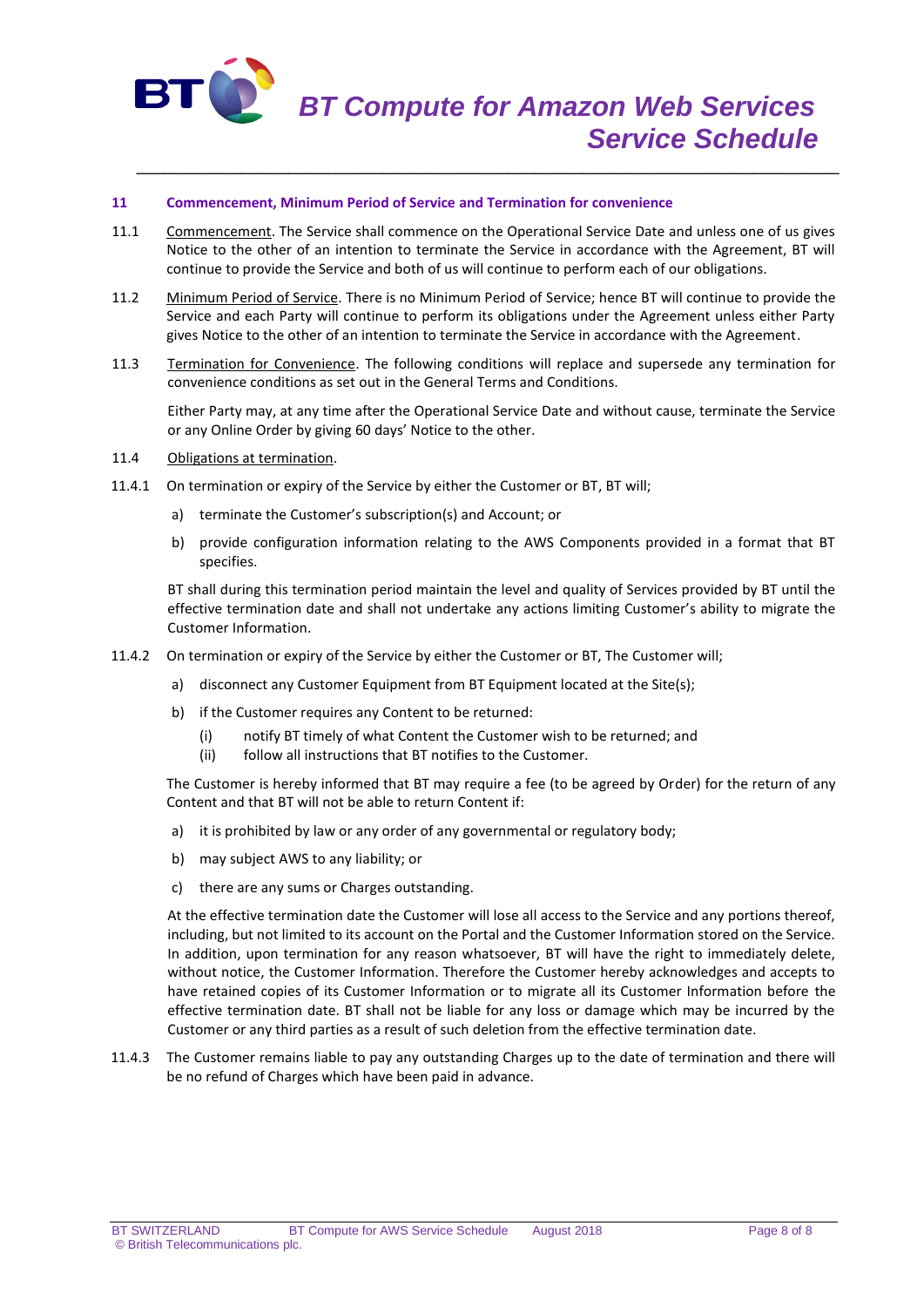## 11 Commencement, Minimum Period of Service and Termination for convenience

11.1 Commencement. The Service shall commence on the Operational Service Date and unless one of us gives Notice to the other of an intention to terminate the Service in accordance with the Agreement, BT will continue to provide the Service and both of us will continue to perform each of our obligations.

11.2 Minimum Period of Service. There is no Minimum Period of Service; hence BT will continue to provide the Service and each Party will continue to perform its obligations under the Agreement unless either Party gives Notice to the other of an intention to terminate the Service in accordance with the Agreement.

11.3 Termination for Convenience. The following conditions will replace and supersede any termination for convenience conditions as set out in the General Terms and Conditions.

Either Party may, at any time after the Operational Service Date and without cause, terminate the Service or any Online Order by giving 60 days' Notice to the other.

11.4 Obligations at termination.

11.4.1 On termination or expiry of the Service by either the Customer or BT, BT will;

a) terminate the Customer's subscription(s) and Account; or

b) provide configuration information relating to the AWS Components provided in a format that BT specifies.

BT shall during this termination period maintain the level and quality of Services provided by BT until the effective termination date and shall not undertake any actions limiting Customer's ability to migrate the Customer Information.

11.4.2 On termination or expiry of the Service by either the Customer or BT, The Customer will;

a) disconnect any Customer Equipment from BT Equipment located at the Site(s);

b) if the Customer requires any Content to be returned:
   (i) notify BT timely of what Content the Customer wish to be returned; and
   (ii) follow all instructions that BT notifies to the Customer.

The Customer is hereby informed that BT may require a fee (to be agreed by Order) for the return of any Content and that BT will not be able to return Content if:

a) it is prohibited by law or any order of any governmental or regulatory body;

b) may subject AWS to any liability; or

c) there are any sums or Charges outstanding.

At the effective termination date the Customer will lose all access to the Service and any portions thereof, including, but not limited to its account on the Portal and the Customer Information stored on the Service. In addition, upon termination for any reason whatsoever, BT will have the right to immediately delete, without notice, the Customer Information. Therefore the Customer hereby acknowledges and accepts to have retained copies of its Customer Information or to migrate all its Customer Information before the effective termination date. BT shall not be liable for any loss or damage which may be incurred by the Customer or any third parties as a result of such deletion from the effective termination date.

11.4.3 The Customer remains liable to pay any outstanding Charges up to the date of termination and there will be no refund of Charges which have been paid in advance.